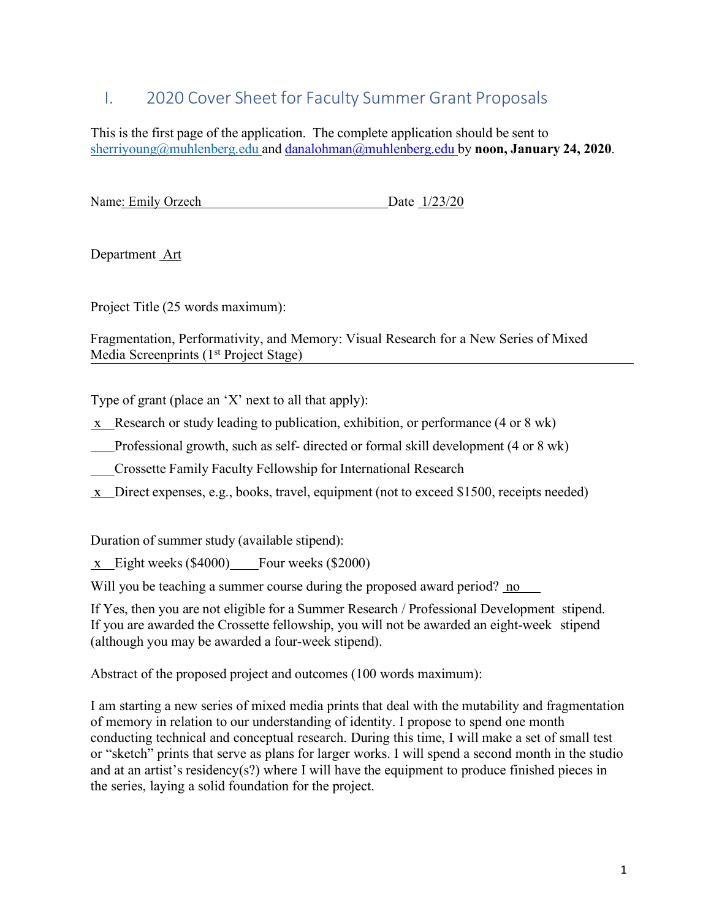# I. 2020 Cover Sheet for Faculty Summer Grant Proposals

This is the first page of the application. The complete application should be sent to sherriyoung@muhlenberg.edu and danalohman@muhlenberg.edu by **noon, January 24, 2020**.

Name: Emily Orzech Date 1/23/20

Department Art

Project Title (25 words maximum):

Fragmentation, Performativity, and Memory: Visual Research for a New Series of Mixed Media Screenprints (1st Project Stage)

Type of grant (place an 'X' next to all that apply):

x Research or study leading to publication, exhibition, or performance (4 or 8 wk)

___ Professional growth, such as self- directed or formal skill development (4 or 8 wk)

___ Crossette Family Faculty Fellowship for International Research

x Direct expenses, e.g., books, travel, equipment (not to exceed $1500, receipts needed)

Duration of summer study (available stipend):

x Eight weeks ($4000) ___ Four weeks ($2000)

Will you be teaching a summer course during the proposed award period? no

If Yes, then you are not eligible for a Summer Research / Professional Development stipend. If you are awarded the Crossette fellowship, you will not be awarded an eight-week stipend (although you may be awarded a four-week stipend).

Abstract of the proposed project and outcomes (100 words maximum):

I am starting a new series of mixed media prints that deal with the mutability and fragmentation of memory in relation to our understanding of identity. I propose to spend one month conducting technical and conceptual research. During this time, I will make a set of small test or "sketch" prints that serve as plans for larger works. I will spend a second month in the studio and at an artist's residency(s?) where I will have the equipment to produce finished pieces in the series, laying a solid foundation for the project.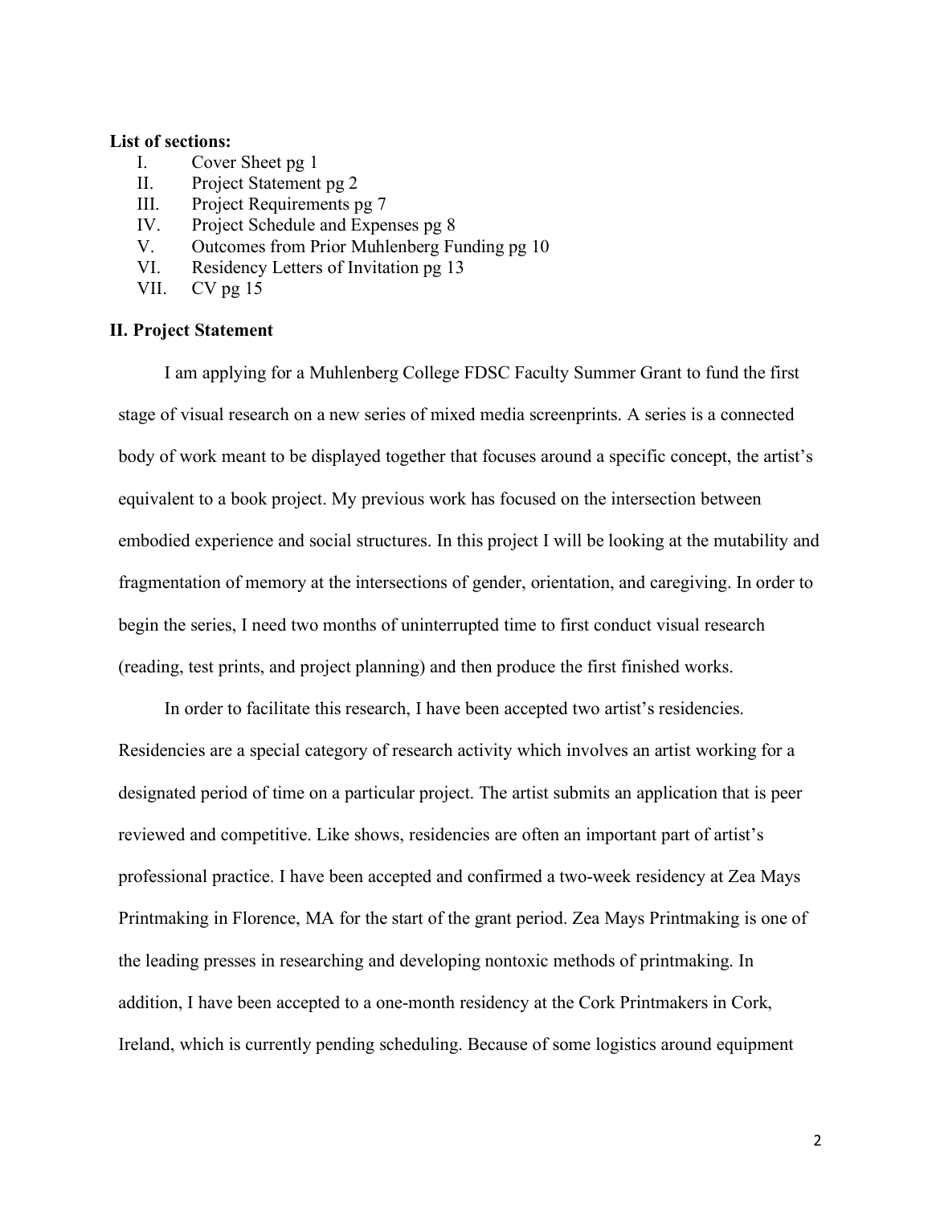**List of sections:**

I. Cover Sheet pg 1
II. Project Statement pg 2
III. Project Requirements pg 7
IV. Project Schedule and Expenses pg 8
V. Outcomes from Prior Muhlenberg Funding pg 10
VI. Residency Letters of Invitation pg 13
VII. CV pg 15

## II. Project Statement

I am applying for a Muhlenberg College FDSC Faculty Summer Grant to fund the first stage of visual research on a new series of mixed media screenprints. A series is a connected body of work meant to be displayed together that focuses around a specific concept, the artist's equivalent to a book project. My previous work has focused on the intersection between embodied experience and social structures. In this project I will be looking at the mutability and fragmentation of memory at the intersections of gender, orientation, and caregiving. In order to begin the series, I need two months of uninterrupted time to first conduct visual research (reading, test prints, and project planning) and then produce the first finished works.

In order to facilitate this research, I have been accepted two artist's residencies. Residencies are a special category of research activity which involves an artist working for a designated period of time on a particular project. The artist submits an application that is peer reviewed and competitive. Like shows, residencies are often an important part of artist's professional practice. I have been accepted and confirmed a two-week residency at Zea Mays Printmaking in Florence, MA for the start of the grant period. Zea Mays Printmaking is one of the leading presses in researching and developing nontoxic methods of printmaking. In addition, I have been accepted to a one-month residency at the Cork Printmakers in Cork, Ireland, which is currently pending scheduling. Because of some logistics around equipment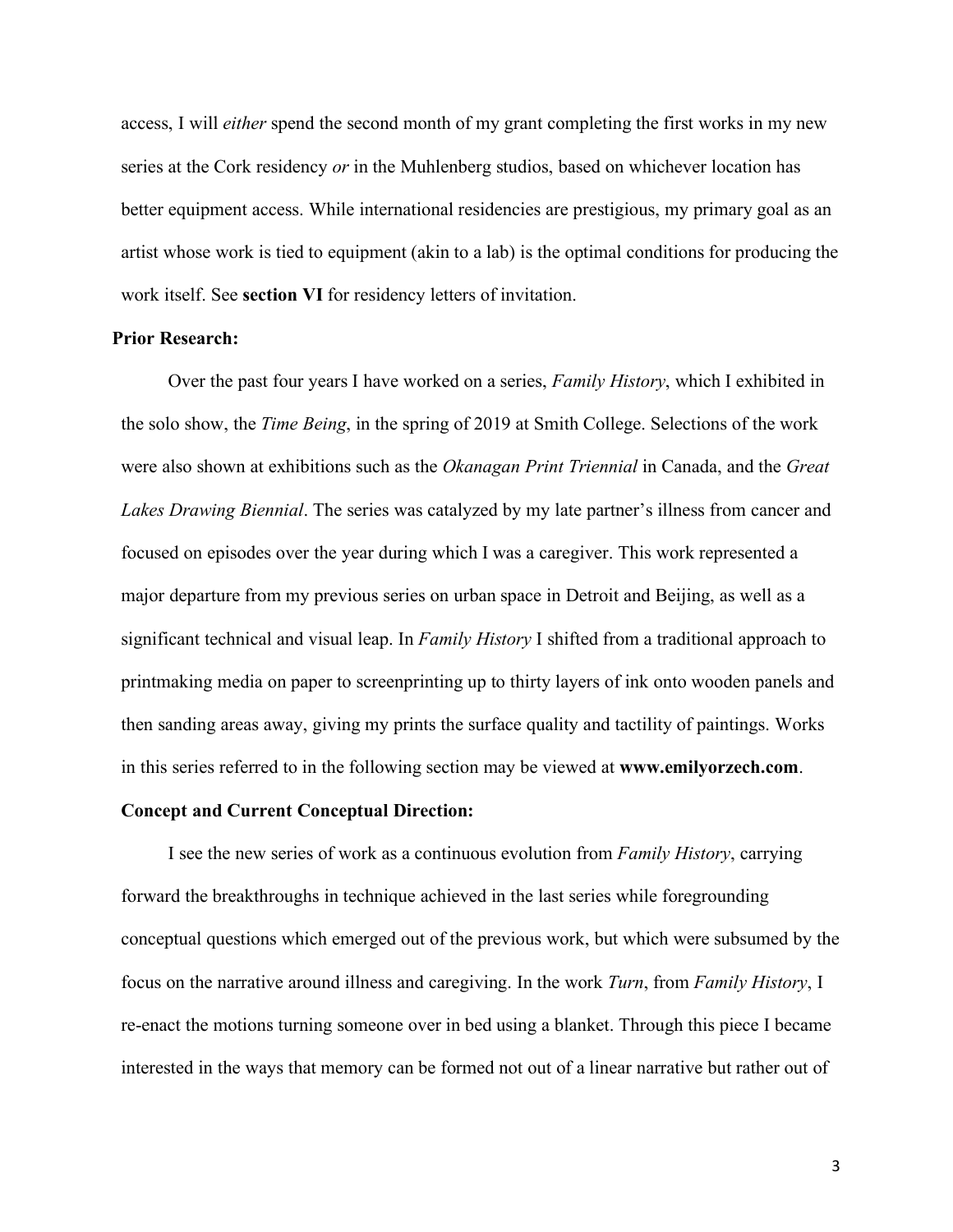access, I will *either* spend the second month of my grant completing the first works in my new series at the Cork residency *or* in the Muhlenberg studios, based on whichever location has better equipment access. While international residencies are prestigious, my primary goal as an artist whose work is tied to equipment (akin to a lab) is the optimal conditions for producing the work itself. See **section VI** for residency letters of invitation.

**Prior Research:**

Over the past four years I have worked on a series, *Family History*, which I exhibited in the solo show, the *Time Being*, in the spring of 2019 at Smith College. Selections of the work were also shown at exhibitions such as the *Okanagan Print Triennial* in Canada, and the *Great Lakes Drawing Biennial*. The series was catalyzed by my late partner's illness from cancer and focused on episodes over the year during which I was a caregiver. This work represented a major departure from my previous series on urban space in Detroit and Beijing, as well as a significant technical and visual leap. In *Family History* I shifted from a traditional approach to printmaking media on paper to screenprinting up to thirty layers of ink onto wooden panels and then sanding areas away, giving my prints the surface quality and tactility of paintings. Works in this series referred to in the following section may be viewed at **www.emilyorzech.com**.

**Concept and Current Conceptual Direction:**

I see the new series of work as a continuous evolution from *Family History*, carrying forward the breakthroughs in technique achieved in the last series while foregrounding conceptual questions which emerged out of the previous work, but which were subsumed by the focus on the narrative around illness and caregiving. In the work *Turn*, from *Family History*, I re-enact the motions turning someone over in bed using a blanket. Through this piece I became interested in the ways that memory can be formed not out of a linear narrative but rather out of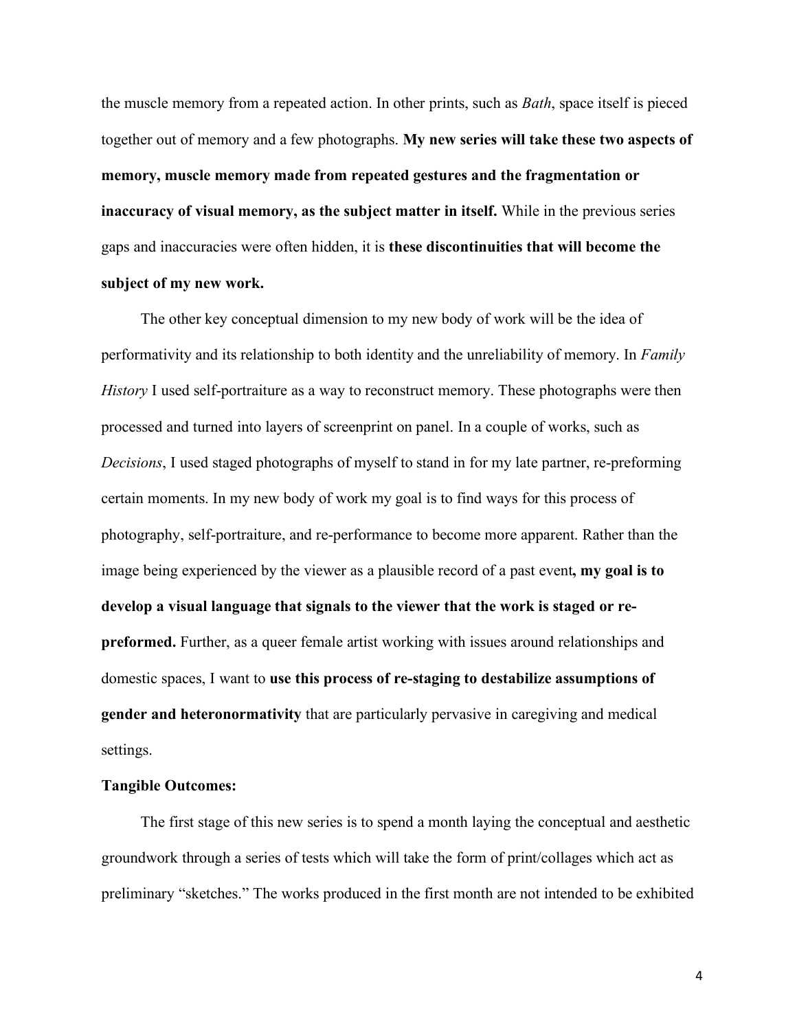the muscle memory from a repeated action. In other prints, such as *Bath*, space itself is pieced together out of memory and a few photographs. **My new series will take these two aspects of memory, muscle memory made from repeated gestures and the fragmentation or inaccuracy of visual memory, as the subject matter in itself.** While in the previous series gaps and inaccuracies were often hidden, it is **these discontinuities that will become the subject of my new work.**

The other key conceptual dimension to my new body of work will be the idea of performativity and its relationship to both identity and the unreliability of memory. In *Family History* I used self-portraiture as a way to reconstruct memory. These photographs were then processed and turned into layers of screenprint on panel. In a couple of works, such as *Decisions*, I used staged photographs of myself to stand in for my late partner, re-preforming certain moments. In my new body of work my goal is to find ways for this process of photography, self-portraiture, and re-performance to become more apparent. Rather than the image being experienced by the viewer as a plausible record of a past event**, my goal is to develop a visual language that signals to the viewer that the work is staged or re-preformed.** Further, as a queer female artist working with issues around relationships and domestic spaces, I want to **use this process of re-staging to destabilize assumptions of gender and heteronormativity** that are particularly pervasive in caregiving and medical settings.

**Tangible Outcomes:**

The first stage of this new series is to spend a month laying the conceptual and aesthetic groundwork through a series of tests which will take the form of print/collages which act as preliminary "sketches." The works produced in the first month are not intended to be exhibited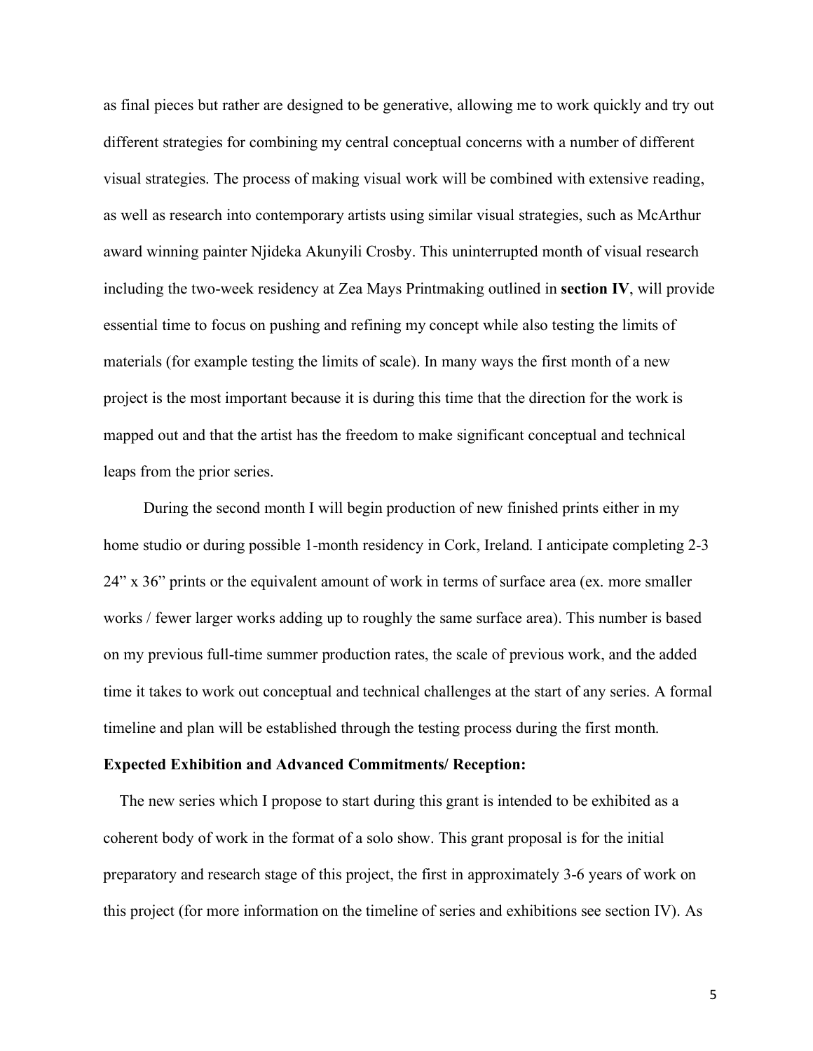as final pieces but rather are designed to be generative, allowing me to work quickly and try out different strategies for combining my central conceptual concerns with a number of different visual strategies. The process of making visual work will be combined with extensive reading, as well as research into contemporary artists using similar visual strategies, such as McArthur award winning painter Njideka Akunyili Crosby. This uninterrupted month of visual research including the two-week residency at Zea Mays Printmaking outlined in **section IV**, will provide essential time to focus on pushing and refining my concept while also testing the limits of materials (for example testing the limits of scale). In many ways the first month of a new project is the most important because it is during this time that the direction for the work is mapped out and that the artist has the freedom to make significant conceptual and technical leaps from the prior series.

During the second month I will begin production of new finished prints either in my home studio or during possible 1-month residency in Cork, Ireland. I anticipate completing 2-3 24" x 36" prints or the equivalent amount of work in terms of surface area (ex. more smaller works / fewer larger works adding up to roughly the same surface area). This number is based on my previous full-time summer production rates, the scale of previous work, and the added time it takes to work out conceptual and technical challenges at the start of any series. A formal timeline and plan will be established through the testing process during the first month.

**Expected Exhibition and Advanced Commitments/ Reception:**

The new series which I propose to start during this grant is intended to be exhibited as a coherent body of work in the format of a solo show. This grant proposal is for the initial preparatory and research stage of this project, the first in approximately 3-6 years of work on this project (for more information on the timeline of series and exhibitions see section IV). As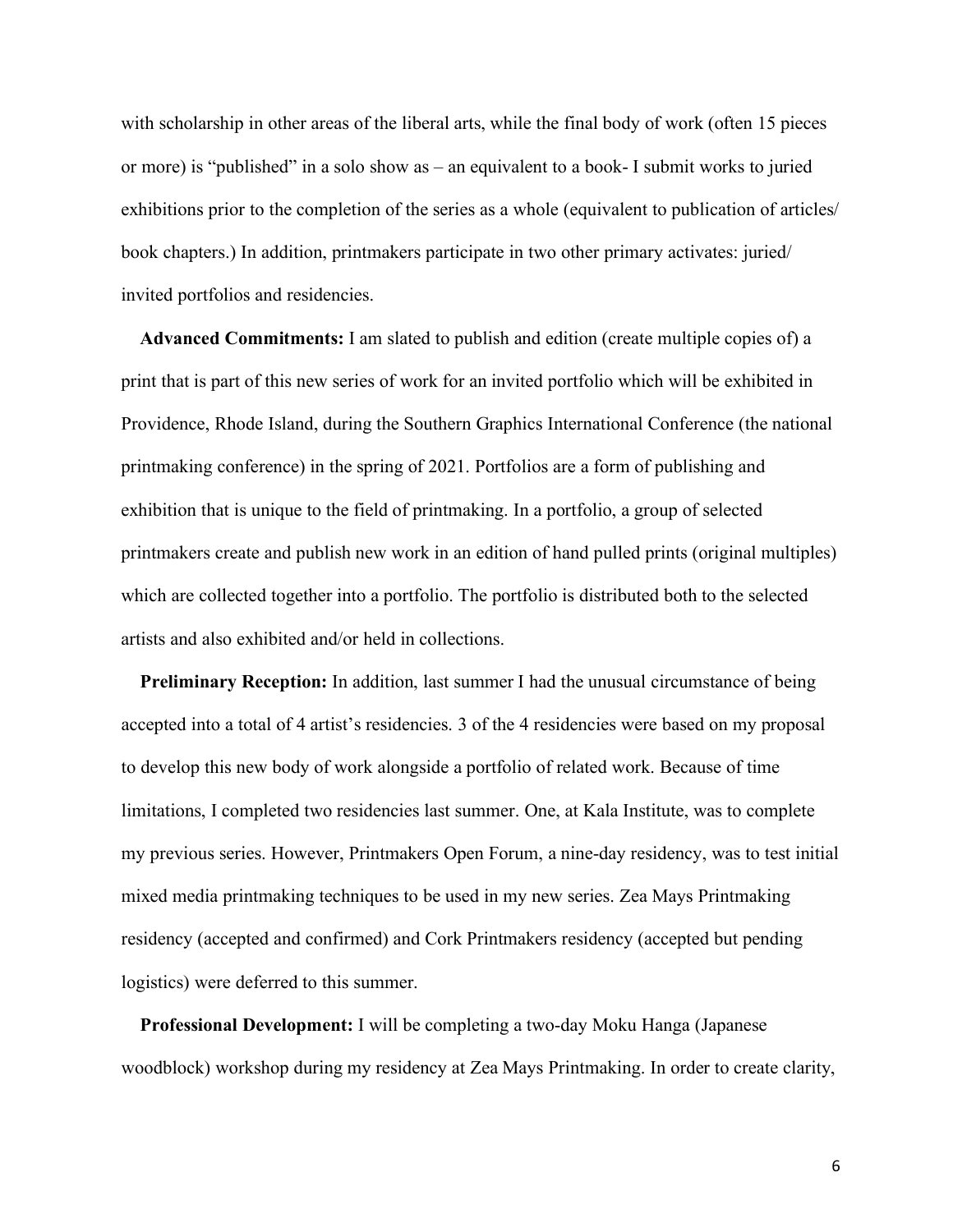with scholarship in other areas of the liberal arts, while the final body of work (often 15 pieces or more) is "published" in a solo show as – an equivalent to a book- I submit works to juried exhibitions prior to the completion of the series as a whole (equivalent to publication of articles/ book chapters.) In addition, printmakers participate in two other primary activates: juried/ invited portfolios and residencies.

**Advanced Commitments:** I am slated to publish and edition (create multiple copies of) a print that is part of this new series of work for an invited portfolio which will be exhibited in Providence, Rhode Island, during the Southern Graphics International Conference (the national printmaking conference) in the spring of 2021. Portfolios are a form of publishing and exhibition that is unique to the field of printmaking. In a portfolio, a group of selected printmakers create and publish new work in an edition of hand pulled prints (original multiples) which are collected together into a portfolio. The portfolio is distributed both to the selected artists and also exhibited and/or held in collections.

**Preliminary Reception:** In addition, last summer I had the unusual circumstance of being accepted into a total of 4 artist's residencies. 3 of the 4 residencies were based on my proposal to develop this new body of work alongside a portfolio of related work. Because of time limitations, I completed two residencies last summer. One, at Kala Institute, was to complete my previous series. However, Printmakers Open Forum, a nine-day residency, was to test initial mixed media printmaking techniques to be used in my new series. Zea Mays Printmaking residency (accepted and confirmed) and Cork Printmakers residency (accepted but pending logistics) were deferred to this summer.

**Professional Development:** I will be completing a two-day Moku Hanga (Japanese woodblock) workshop during my residency at Zea Mays Printmaking. In order to create clarity,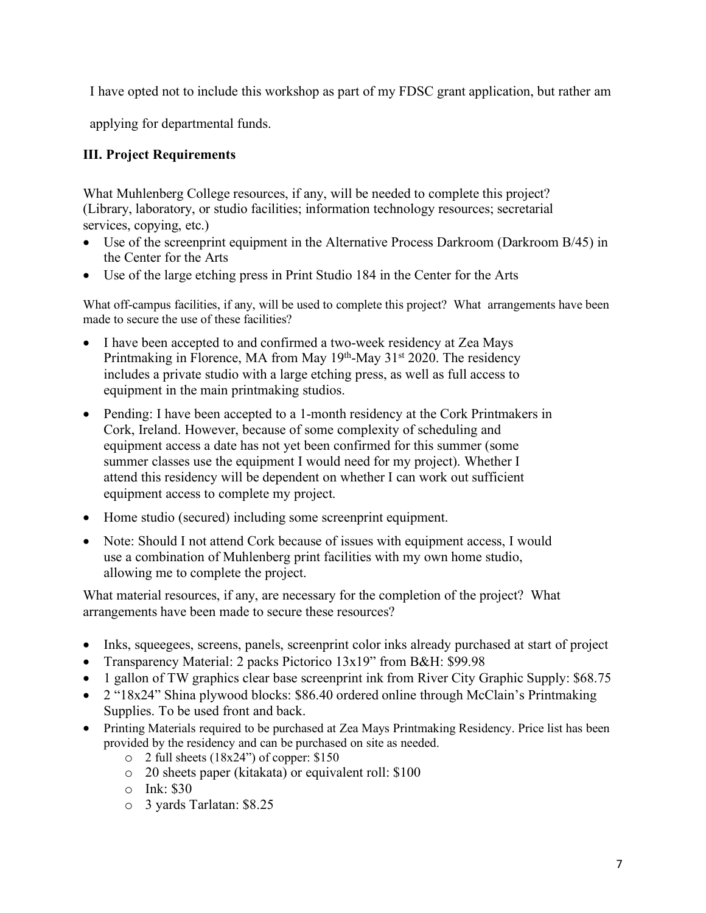I have opted not to include this workshop as part of my FDSC grant application, but rather am applying for departmental funds.

### III. Project Requirements

What Muhlenberg College resources, if any, will be needed to complete this project? (Library, laboratory, or studio facilities; information technology resources; secretarial services, copying, etc.)

- Use of the screenprint equipment in the Alternative Process Darkroom (Darkroom B/45) in the Center for the Arts
- Use of the large etching press in Print Studio 184 in the Center for the Arts

What off-campus facilities, if any, will be used to complete this project? What arrangements have been made to secure the use of these facilities?

- I have been accepted to and confirmed a two-week residency at Zea Mays Printmaking in Florence, MA from May 19th-May 31st 2020. The residency includes a private studio with a large etching press, as well as full access to equipment in the main printmaking studios.
- Pending: I have been accepted to a 1-month residency at the Cork Printmakers in Cork, Ireland. However, because of some complexity of scheduling and equipment access a date has not yet been confirmed for this summer (some summer classes use the equipment I would need for my project). Whether I attend this residency will be dependent on whether I can work out sufficient equipment access to complete my project.
- Home studio (secured) including some screenprint equipment.
- Note: Should I not attend Cork because of issues with equipment access, I would use a combination of Muhlenberg print facilities with my own home studio, allowing me to complete the project.

What material resources, if any, are necessary for the completion of the project? What arrangements have been made to secure these resources?

- Inks, squeegees, screens, panels, screenprint color inks already purchased at start of project
- Transparency Material: 2 packs Pictorico 13x19" from B&H: $99.98
- 1 gallon of TW graphics clear base screenprint ink from River City Graphic Supply: $68.75
- 2 "18x24" Shina plywood blocks: $86.40 ordered online through McClain's Printmaking Supplies. To be used front and back.
- Printing Materials required to be purchased at Zea Mays Printmaking Residency. Price list has been provided by the residency and can be purchased on site as needed.
  - 2 full sheets (18x24") of copper: $150
  - 20 sheets paper (kitakata) or equivalent roll: $100
  - Ink: $30
  - 3 yards Tarlatan: $8.25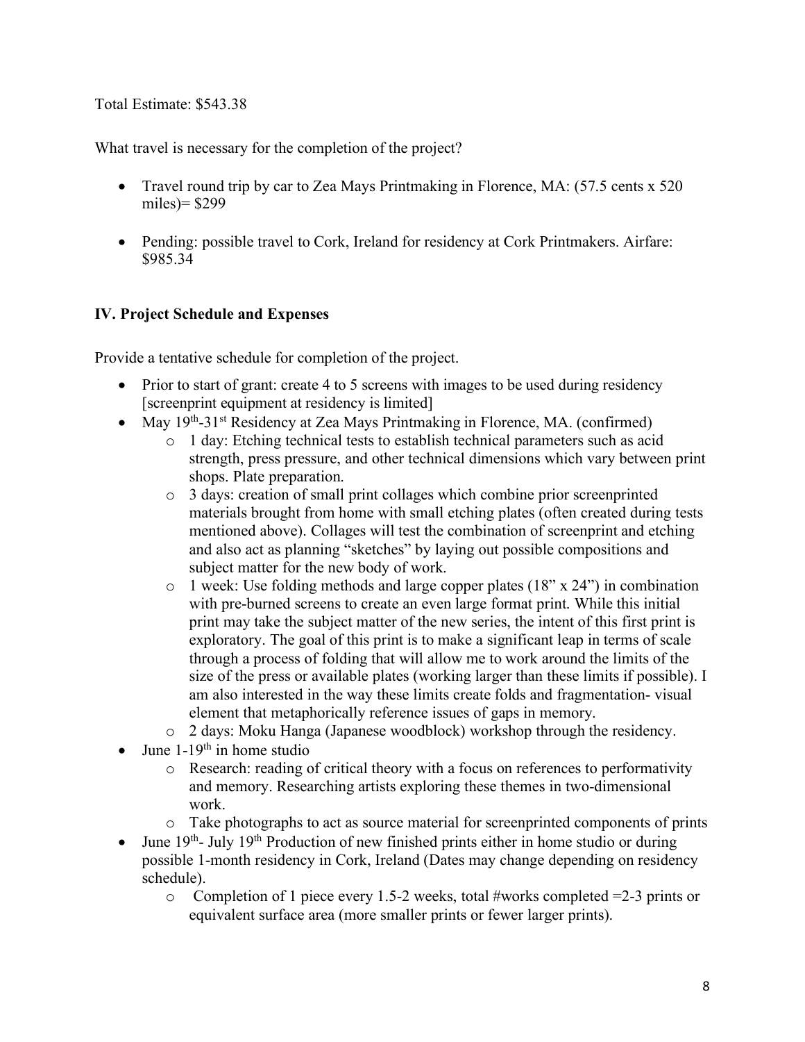Total Estimate: $543.38

What travel is necessary for the completion of the project?

- Travel round trip by car to Zea Mays Printmaking in Florence, MA: (57.5 cents x 520 miles)= $299

- Pending: possible travel to Cork, Ireland for residency at Cork Printmakers. Airfare: $985.34

## IV. Project Schedule and Expenses

Provide a tentative schedule for completion of the project.

- Prior to start of grant: create 4 to 5 screens with images to be used during residency [screenprint equipment at residency is limited]
- May 19th-31st Residency at Zea Mays Printmaking in Florence, MA. (confirmed)
    - 1 day: Etching technical tests to establish technical parameters such as acid strength, press pressure, and other technical dimensions which vary between print shops. Plate preparation.
    - 3 days: creation of small print collages which combine prior screenprinted materials brought from home with small etching plates (often created during tests mentioned above). Collages will test the combination of screenprint and etching and also act as planning "sketches" by laying out possible compositions and subject matter for the new body of work.
    - 1 week: Use folding methods and large copper plates (18" x 24") in combination with pre-burned screens to create an even large format print. While this initial print may take the subject matter of the new series, the intent of this first print is exploratory. The goal of this print is to make a significant leap in terms of scale through a process of folding that will allow me to work around the limits of the size of the press or available plates (working larger than these limits if possible). I am also interested in the way these limits create folds and fragmentation- visual element that metaphorically reference issues of gaps in memory.
    - 2 days: Moku Hanga (Japanese woodblock) workshop through the residency.
- June 1-19th in home studio
    - Research: reading of critical theory with a focus on references to performativity and memory. Researching artists exploring these themes in two-dimensional work.
    - Take photographs to act as source material for screenprinted components of prints
- June 19th- July 19th Production of new finished prints either in home studio or during possible 1-month residency in Cork, Ireland (Dates may change depending on residency schedule).
    - Completion of 1 piece every 1.5-2 weeks, total #works completed =2-3 prints or equivalent surface area (more smaller prints or fewer larger prints).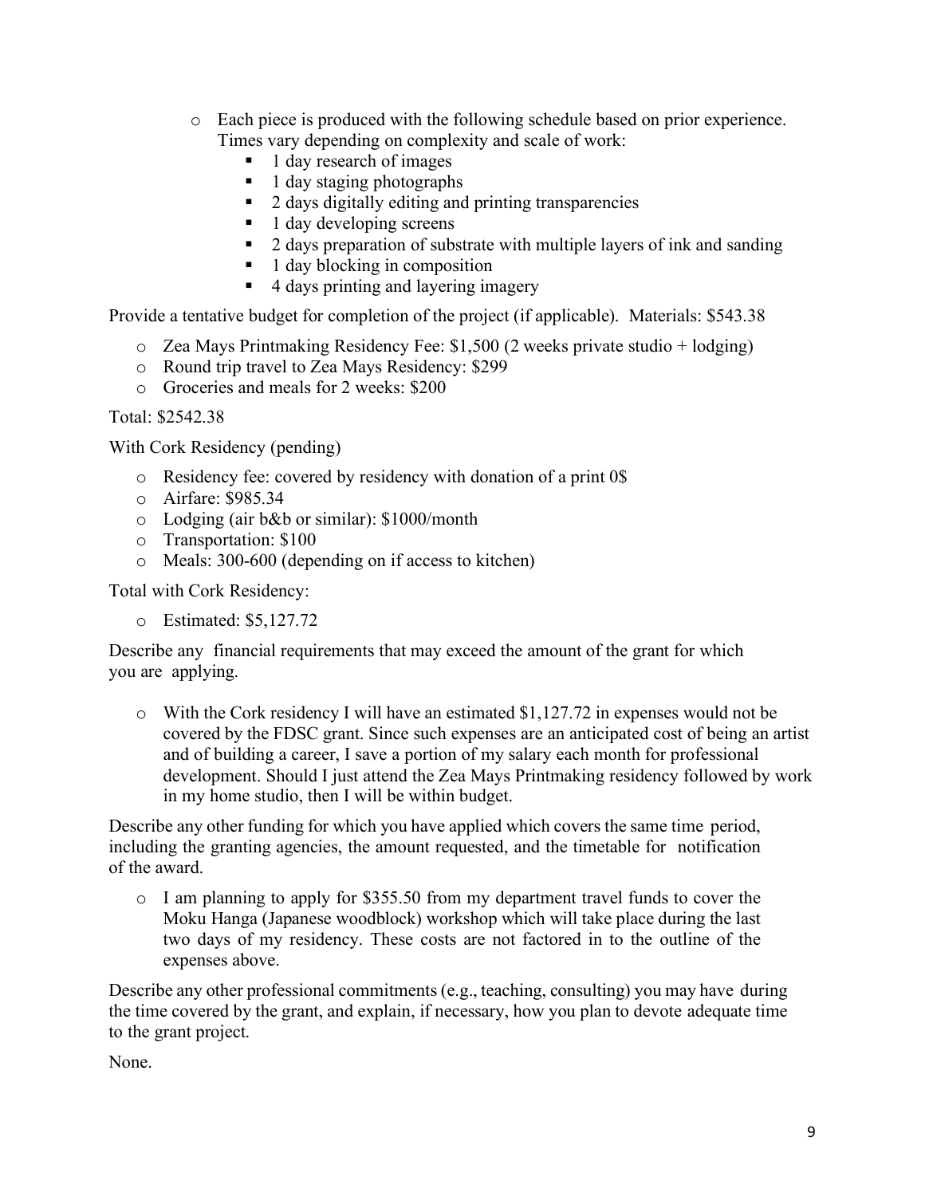- Each piece is produced with the following schedule based on prior experience. Times vary depending on complexity and scale of work:
  - 1 day research of images
  - 1 day staging photographs
  - 2 days digitally editing and printing transparencies
  - 1 day developing screens
  - 2 days preparation of substrate with multiple layers of ink and sanding
  - 1 day blocking in composition
  - 4 days printing and layering imagery

Provide a tentative budget for completion of the project (if applicable). Materials: $543.38

- Zea Mays Printmaking Residency Fee: $1,500 (2 weeks private studio + lodging)
- Round trip travel to Zea Mays Residency: $299
- Groceries and meals for 2 weeks: $200

Total: $2542.38

With Cork Residency (pending)

- Residency fee: covered by residency with donation of a print 0$
- Airfare: $985.34
- Lodging (air b&b or similar): $1000/month
- Transportation: $100
- Meals: 300-600 (depending on if access to kitchen)

Total with Cork Residency:

- Estimated: $5,127.72

Describe any financial requirements that may exceed the amount of the grant for which you are applying.

- With the Cork residency I will have an estimated $1,127.72 in expenses would not be covered by the FDSC grant. Since such expenses are an anticipated cost of being an artist and of building a career, I save a portion of my salary each month for professional development. Should I just attend the Zea Mays Printmaking residency followed by work in my home studio, then I will be within budget.

Describe any other funding for which you have applied which covers the same time period, including the granting agencies, the amount requested, and the timetable for notification of the award.

- I am planning to apply for $355.50 from my department travel funds to cover the Moku Hanga (Japanese woodblock) workshop which will take place during the last two days of my residency. These costs are not factored in to the outline of the expenses above.

Describe any other professional commitments (e.g., teaching, consulting) you may have during the time covered by the grant, and explain, if necessary, how you plan to devote adequate time to the grant project.

None.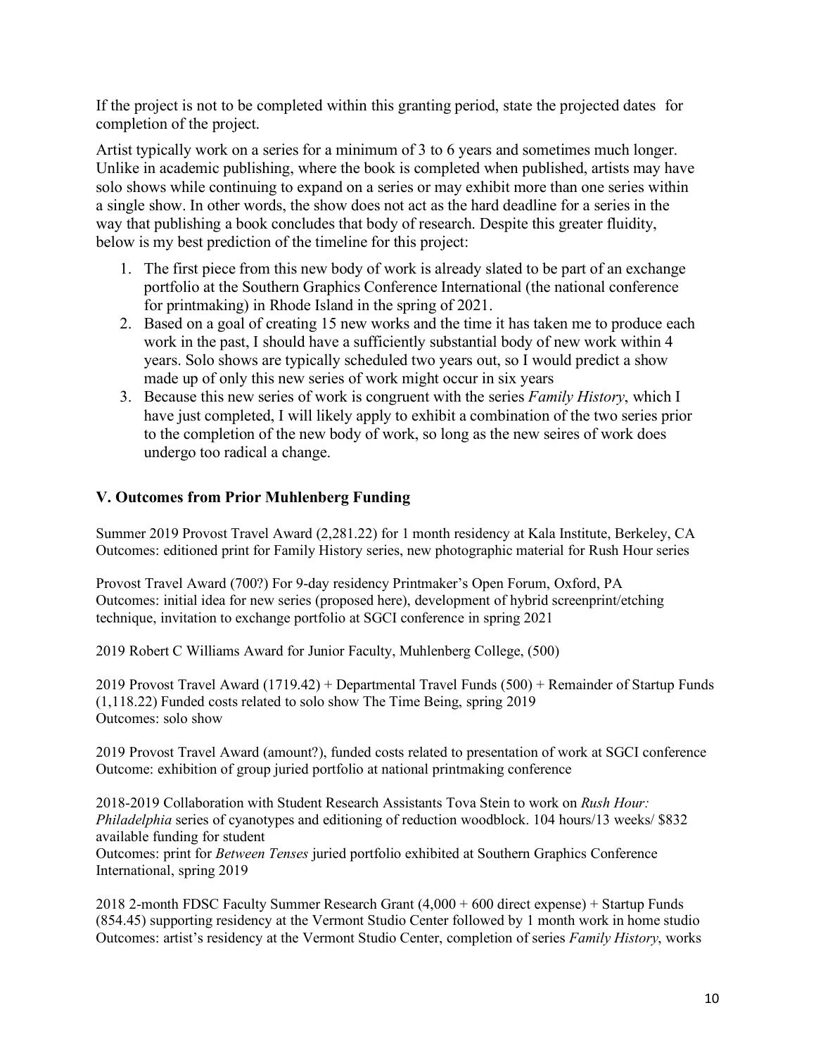If the project is not to be completed within this granting period, state the projected dates for completion of the project.

Artist typically work on a series for a minimum of 3 to 6 years and sometimes much longer. Unlike in academic publishing, where the book is completed when published, artists may have solo shows while continuing to expand on a series or may exhibit more than one series within a single show. In other words, the show does not act as the hard deadline for a series in the way that publishing a book concludes that body of research. Despite this greater fluidity, below is my best prediction of the timeline for this project:

1. The first piece from this new body of work is already slated to be part of an exchange portfolio at the Southern Graphics Conference International (the national conference for printmaking) in Rhode Island in the spring of 2021.
2. Based on a goal of creating 15 new works and the time it has taken me to produce each work in the past, I should have a sufficiently substantial body of new work within 4 years. Solo shows are typically scheduled two years out, so I would predict a show made up of only this new series of work might occur in six years
3. Because this new series of work is congruent with the series *Family History*, which I have just completed, I will likely apply to exhibit a combination of the two series prior to the completion of the new body of work, so long as the new seires of work does undergo too radical a change.

## V. Outcomes from Prior Muhlenberg Funding

Summer 2019 Provost Travel Award (2,281.22) for 1 month residency at Kala Institute, Berkeley, CA
Outcomes: editioned print for Family History series, new photographic material for Rush Hour series

Provost Travel Award (700?) For 9-day residency Printmaker's Open Forum, Oxford, PA
Outcomes: initial idea for new series (proposed here), development of hybrid screenprint/etching technique, invitation to exchange portfolio at SGCI conference in spring 2021

2019 Robert C Williams Award for Junior Faculty, Muhlenberg College, (500)

2019 Provost Travel Award (1719.42) + Departmental Travel Funds (500) + Remainder of Startup Funds (1,118.22) Funded costs related to solo show The Time Being, spring 2019
Outcomes: solo show

2019 Provost Travel Award (amount?), funded costs related to presentation of work at SGCI conference
Outcome: exhibition of group juried portfolio at national printmaking conference

2018-2019 Collaboration with Student Research Assistants Tova Stein to work on *Rush Hour: Philadelphia* series of cyanotypes and editioning of reduction woodblock. 104 hours/13 weeks/ $832 available funding for student
Outcomes: print for *Between Tenses* juried portfolio exhibited at Southern Graphics Conference International, spring 2019

2018 2-month FDSC Faculty Summer Research Grant (4,000 + 600 direct expense) + Startup Funds (854.45) supporting residency at the Vermont Studio Center followed by 1 month work in home studio
Outcomes: artist's residency at the Vermont Studio Center, completion of series *Family History*, works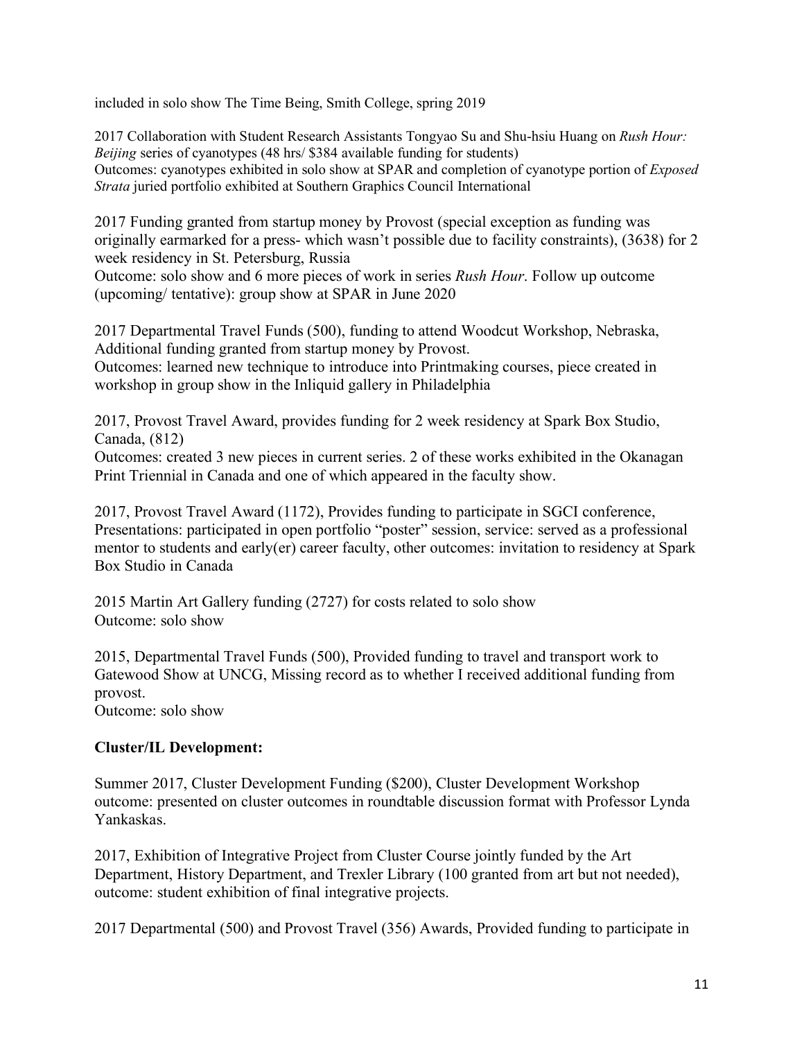included in solo show The Time Being, Smith College, spring 2019

2017 Collaboration with Student Research Assistants Tongyao Su and Shu-hsiu Huang on *Rush Hour: Beijing* series of cyanotypes (48 hrs/ $384 available funding for students)
Outcomes: cyanotypes exhibited in solo show at SPAR and completion of cyanotype portion of *Exposed Strata* juried portfolio exhibited at Southern Graphics Council International

2017 Funding granted from startup money by Provost (special exception as funding was originally earmarked for a press- which wasn't possible due to facility constraints), (3638) for 2 week residency in St. Petersburg, Russia
Outcome: solo show and 6 more pieces of work in series *Rush Hour*. Follow up outcome (upcoming/ tentative): group show at SPAR in June 2020

2017 Departmental Travel Funds (500), funding to attend Woodcut Workshop, Nebraska, Additional funding granted from startup money by Provost.
Outcomes: learned new technique to introduce into Printmaking courses, piece created in workshop in group show in the Inliquid gallery in Philadelphia

2017, Provost Travel Award, provides funding for 2 week residency at Spark Box Studio, Canada, (812)
Outcomes: created 3 new pieces in current series. 2 of these works exhibited in the Okanagan Print Triennial in Canada and one of which appeared in the faculty show.

2017, Provost Travel Award (1172), Provides funding to participate in SGCI conference, Presentations: participated in open portfolio "poster" session, service: served as a professional mentor to students and early(er) career faculty, other outcomes: invitation to residency at Spark Box Studio in Canada

2015 Martin Art Gallery funding (2727) for costs related to solo show
Outcome: solo show

2015, Departmental Travel Funds (500), Provided funding to travel and transport work to Gatewood Show at UNCG, Missing record as to whether I received additional funding from provost.
Outcome: solo show

**Cluster/IL Development:**

Summer 2017, Cluster Development Funding ($200), Cluster Development Workshop outcome: presented on cluster outcomes in roundtable discussion format with Professor Lynda Yankaskas.

2017, Exhibition of Integrative Project from Cluster Course jointly funded by the Art Department, History Department, and Trexler Library (100 granted from art but not needed), outcome: student exhibition of final integrative projects.

2017 Departmental (500) and Provost Travel (356) Awards, Provided funding to participate in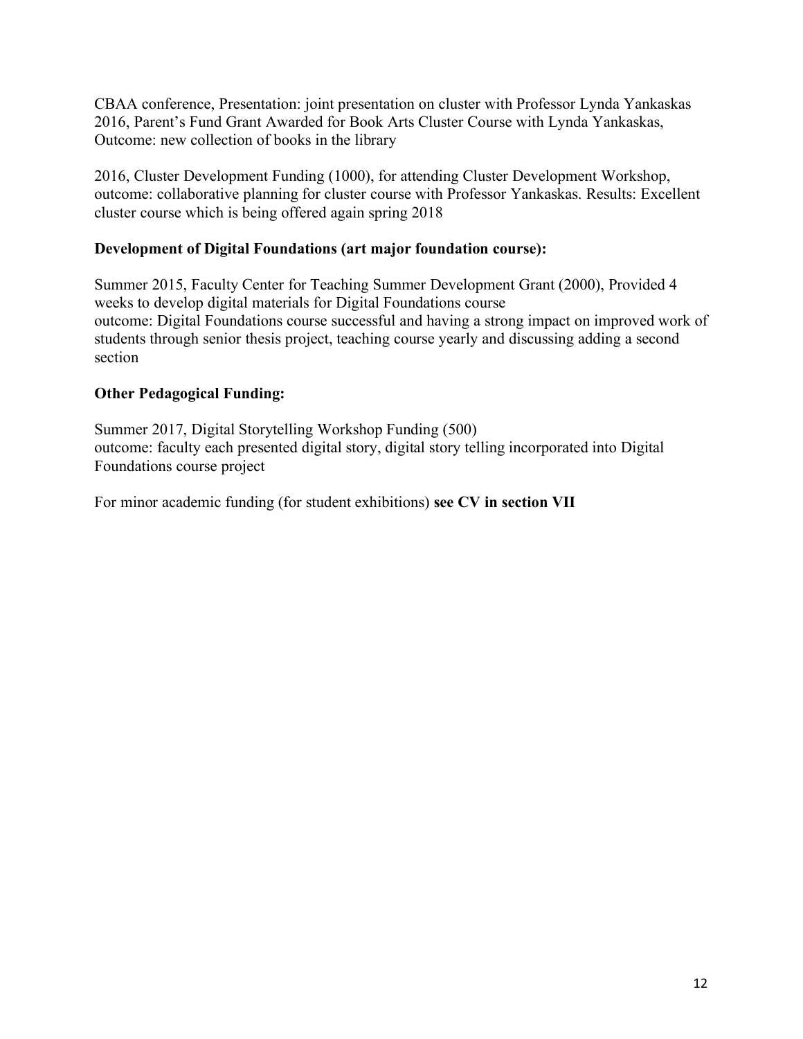CBAA conference, Presentation: joint presentation on cluster with Professor Lynda Yankaskas
2016, Parent's Fund Grant Awarded for Book Arts Cluster Course with Lynda Yankaskas, Outcome: new collection of books in the library

2016, Cluster Development Funding (1000), for attending Cluster Development Workshop, outcome: collaborative planning for cluster course with Professor Yankaskas. Results: Excellent cluster course which is being offered again spring 2018

**Development of Digital Foundations (art major foundation course):**

Summer 2015, Faculty Center for Teaching Summer Development Grant (2000), Provided 4 weeks to develop digital materials for Digital Foundations course
outcome: Digital Foundations course successful and having a strong impact on improved work of students through senior thesis project, teaching course yearly and discussing adding a second section

**Other Pedagogical Funding:**

Summer 2017, Digital Storytelling Workshop Funding (500)
outcome: faculty each presented digital story, digital story telling incorporated into Digital Foundations course project

For minor academic funding (for student exhibitions) **see CV in section VII**